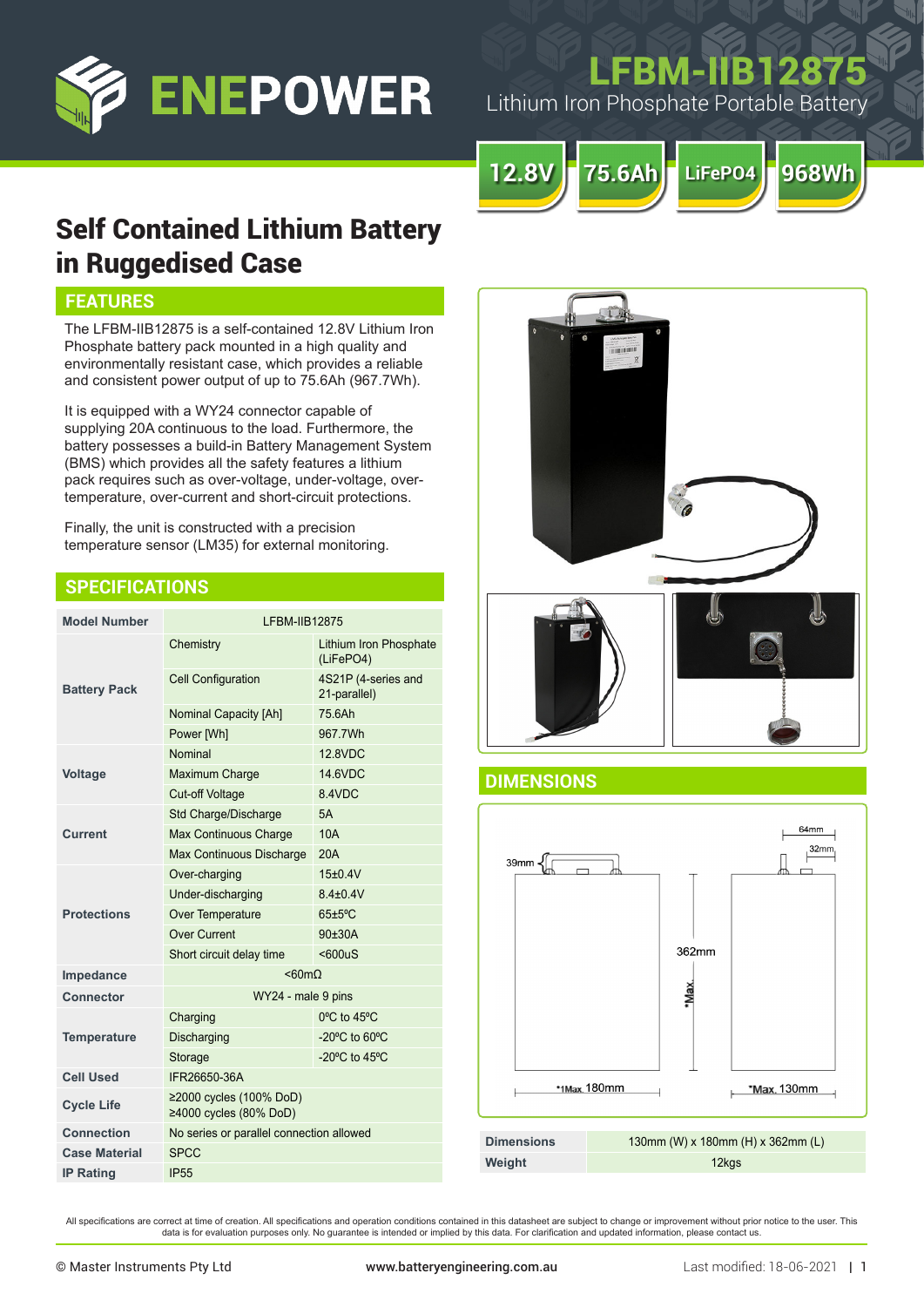# ENEPOWER

## LFBM-IIB12875

Lithium Iron Phosphate Portable Battery

12.8V | 75.6Ah | LiFePO4 | 968Wh

# Self Contained Lithium Battery in Ruggedised Case

## FEATURES

The LFBM-IIB12875 is a self-contained 12.8V Lithium Iron Phosphate battery pack mounted in a high quality and environmentally resistant case, which provides a reliable and consistent power output of up to 75.6Ah (967.7Wh).

It is equipped with a WY24 connector capable of supplying 20A continuous to the load. Furthermore, the battery possesses a build-in Battery Management System (BMS) which provides all the safety features a lithium pack requires such as over-voltage, under-voltage, over-temperature, over-current and short-circuit protections.

Finally, the unit is constructed with a precision temperature sensor (LM35) for external monitoring.

## SPECIFICATIONS

| Model Number | LFBM-IIB12875 | |
|---|---|---|
| Battery Pack | Chemistry | Lithium Iron Phosphate (LiFePO4) |
| | Cell Configuration | 4S21P (4-series and 21-parallel) |
| | Nominal Capacity [Ah] | 75.6Ah |
| | Power [Wh] | 967.7Wh |
| Voltage | Nominal | 12.8VDC |
| | Maximum Charge | 14.6VDC |
| | Cut-off Voltage | 8.4VDC |
| Current | Std Charge/Discharge | 5A |
| | Max Continuous Charge | 10A |
| | Max Continuous Discharge | 20A |
| Protections | Over-charging | 15±0.4V |
| | Under-discharging | 8.4±0.4V |
| | Over Temperature | 65±5ºC |
| | Over Current | 90±30A |
| | Short circuit delay time | <600uS |
| Impedance | <60mΩ | |
| Connector | WY24 - male 9 pins | |
| Temperature | Charging | 0ºC to 45ºC |
| | Discharging | -20ºC to 60ºC |
| | Storage | -20ºC to 45ºC |
| Cell Used | IFR26650-36A | |
| Cycle Life | ≥2000 cycles (100% DoD)<br>≥4000 cycles (80% DoD) | |
| Connection | No series or parallel connection allowed | |
| Case Material | SPCC | |
| IP Rating | IP55 | |

## DIMENSIONS

39mm, 64mm, 32mm, 362mm *Max, *1Max. 180mm, *Max. 130mm

| Dimensions | 130mm (W) x 180mm (H) x 362mm (L) |
|---|---|
| Weight | 12kgs |

All specifications are correct at time of creation. All specifications and operation conditions contained in this datasheet are subject to change or improvement without prior notice to the user. This data is for evaluation purposes only. No guarantee is intended or implied by this data. For clarification and updated information, please contact us.

© Master Instruments Pty Ltd www.batteryengineering.com.au Last modified: 18-06-2021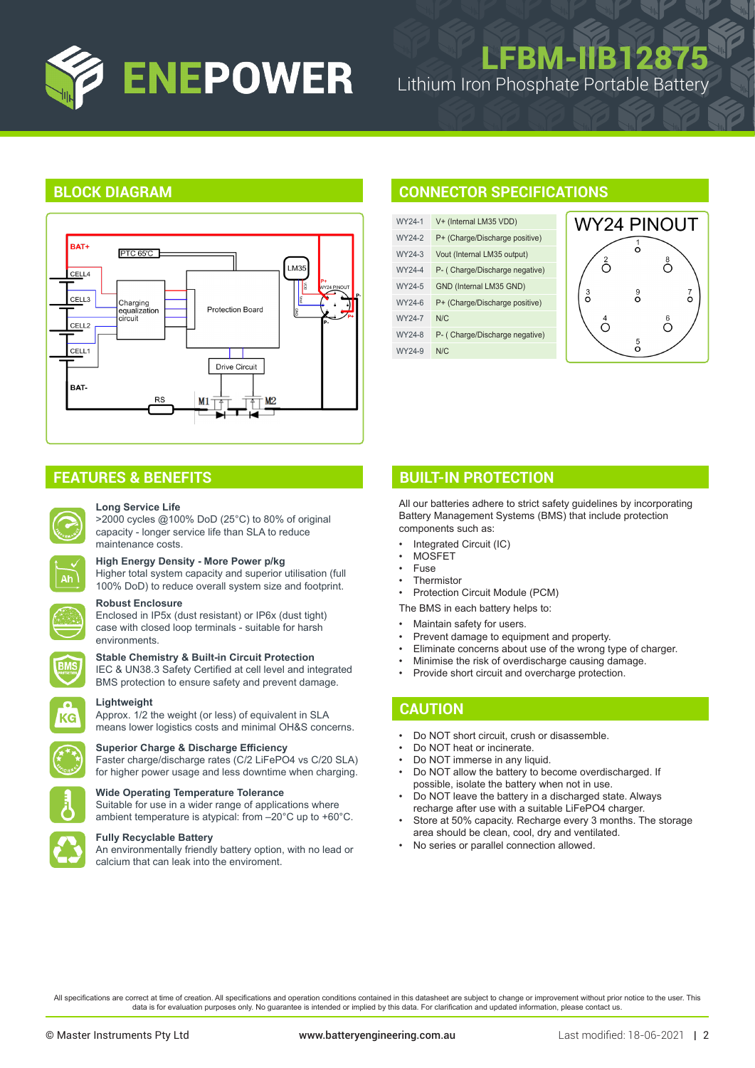# ENEPOWER

## LFBM-IIB12875

Lithium Iron Phosphate Portable Battery

## BLOCK DIAGRAM

BAT+
PTC 65'C
CELL4
CELL3
CELL2
CELL1
BAT-
Charging equalization circuit
Protection Board
LM35
Drive Circuit
RS
M1
M2
P+
P-
WY24 PINOUT

## CONNECTOR SPECIFICATIONS

| | |
|---|---|
| WY24-1 | V+ (Internal LM35 VDD) |
| WY24-2 | P+ (Charge/Discharge positive) |
| WY24-3 | Vout (Internal LM35 output) |
| WY24-4 | P- ( Charge/Discharge negative) |
| WY24-5 | GND (Internal LM35 GND) |
| WY24-6 | P+ (Charge/Discharge positive) |
| WY24-7 | N/C |
| WY24-8 | P- ( Charge/Discharge negative) |
| WY24-9 | N/C |

WY24 PINOUT

1 2 3 4 5 6 7 8 9

## FEATURES & BENEFITS

**Long Service Life**
>2000 cycles @100% DoD (25°C) to 80% of original capacity - longer service life than SLA to reduce maintenance costs.

**High Energy Density - More Power p/kg**
Higher total system capacity and superior utilisation (full 100% DoD) to reduce overall system size and footprint.

**Robust Enclosure**
Enclosed in IP5x (dust resistant) or IP6x (dust tight) case with closed loop terminals - suitable for harsh environments.

**Stable Chemistry & Built-in Circuit Protection**
IEC & UN38.3 Safety Certified at cell level and integrated BMS protection to ensure safety and prevent damage.

**Lightweight**
Approx. 1/2 the weight (or less) of equivalent in SLA means lower logistics costs and minimal OH&S concerns.

**Superior Charge & Discharge Efficiency**
Faster charge/discharge rates (C/2 LiFePO4 vs C/20 SLA) for higher power usage and less downtime when charging.

**Wide Operating Temperature Tolerance**
Suitable for use in a wider range of applications where ambient temperature is atypical: from –20°C up to +60°C.

**Fully Recyclable Battery**
An environmentally friendly battery option, with no lead or calcium that can leak into the enviroment.

## BUILT-IN PROTECTION

All our batteries adhere to strict safety guidelines by incorporating Battery Management Systems (BMS) that include protection components such as:

- Integrated Circuit (IC)
- MOSFET
- Fuse
- Thermistor
- Protection Circuit Module (PCM)

The BMS in each battery helps to:

- Maintain safety for users.
- Prevent damage to equipment and property.
- Eliminate concerns about use of the wrong type of charger.
- Minimise the risk of overdischarge causing damage.
- Provide short circuit and overcharge protection.

## CAUTION

- Do NOT short circuit, crush or disassemble.
- Do NOT heat or incinerate.
- Do NOT immerse in any liquid.
- Do NOT allow the battery to become overdischarged. If possible, isolate the battery when not in use.
- Do NOT leave the battery in a discharged state. Always recharge after use with a suitable LiFePO4 charger.
- Store at 50% capacity. Recharge every 3 months. The storage area should be clean, cool, dry and ventilated.
- No series or parallel connection allowed.

All specifications are correct at time of creation. All specifications and operation conditions contained in this datasheet are subject to change or improvement without prior notice to the user. This data is for evaluation purposes only. No guarantee is intended or implied by this data. For clarification and updated information, please contact us.

© Master Instruments Pty Ltd | www.batteryengineering.com.au | Last modified: 18-06-2021